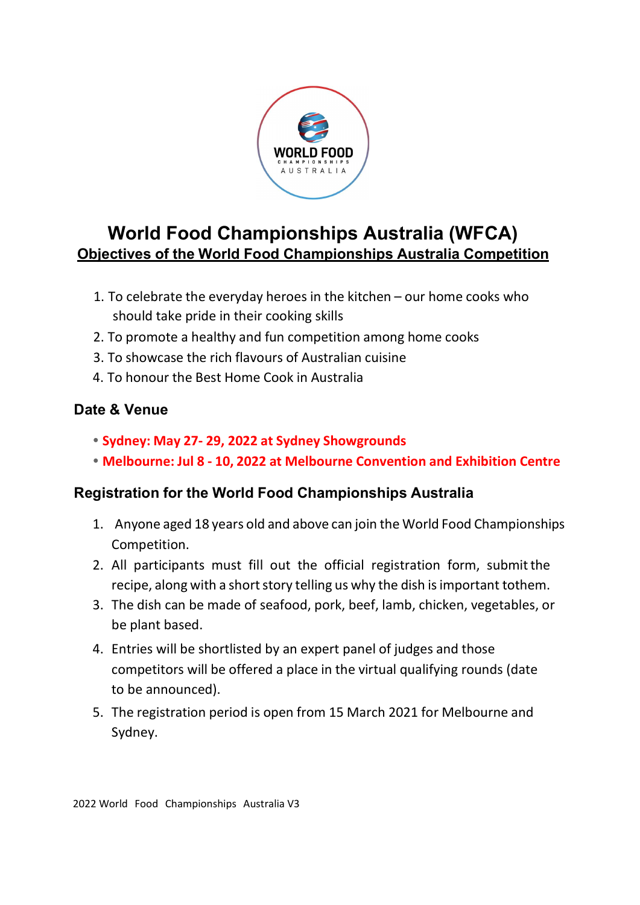# World Food Championships Australia (WFCA)

## Objectives of the World Food Championships Australia Competition

1. To celebrate the everyday heroes in the kitchen – our home cooks who should take pride in their cooking skills
2. To promote a healthy and fun competition among home cooks
3. To showcase the rich flavours of Australian cuisine
4. To honour the Best Home Cook in Australia

### Date & Venue

- **Sydney: May 27- 29, 2022 at Sydney Showgrounds**
- **Melbourne: Jul 8 - 10, 2022 at Melbourne Convention and Exhibition Centre**

### Registration for the World Food Championships Australia

1. Anyone aged 18 years old and above can join the World Food Championships Competition.
2. All participants must fill out the official registration form, submit the recipe, along with a short story telling us why the dish is important tothem.
3. The dish can be made of seafood, pork, beef, lamb, chicken, vegetables, or be plant based.
4. Entries will be shortlisted by an expert panel of judges and those competitors will be offered a place in the virtual qualifying rounds (date to be announced).
5. The registration period is open from 15 March 2021 for Melbourne and Sydney.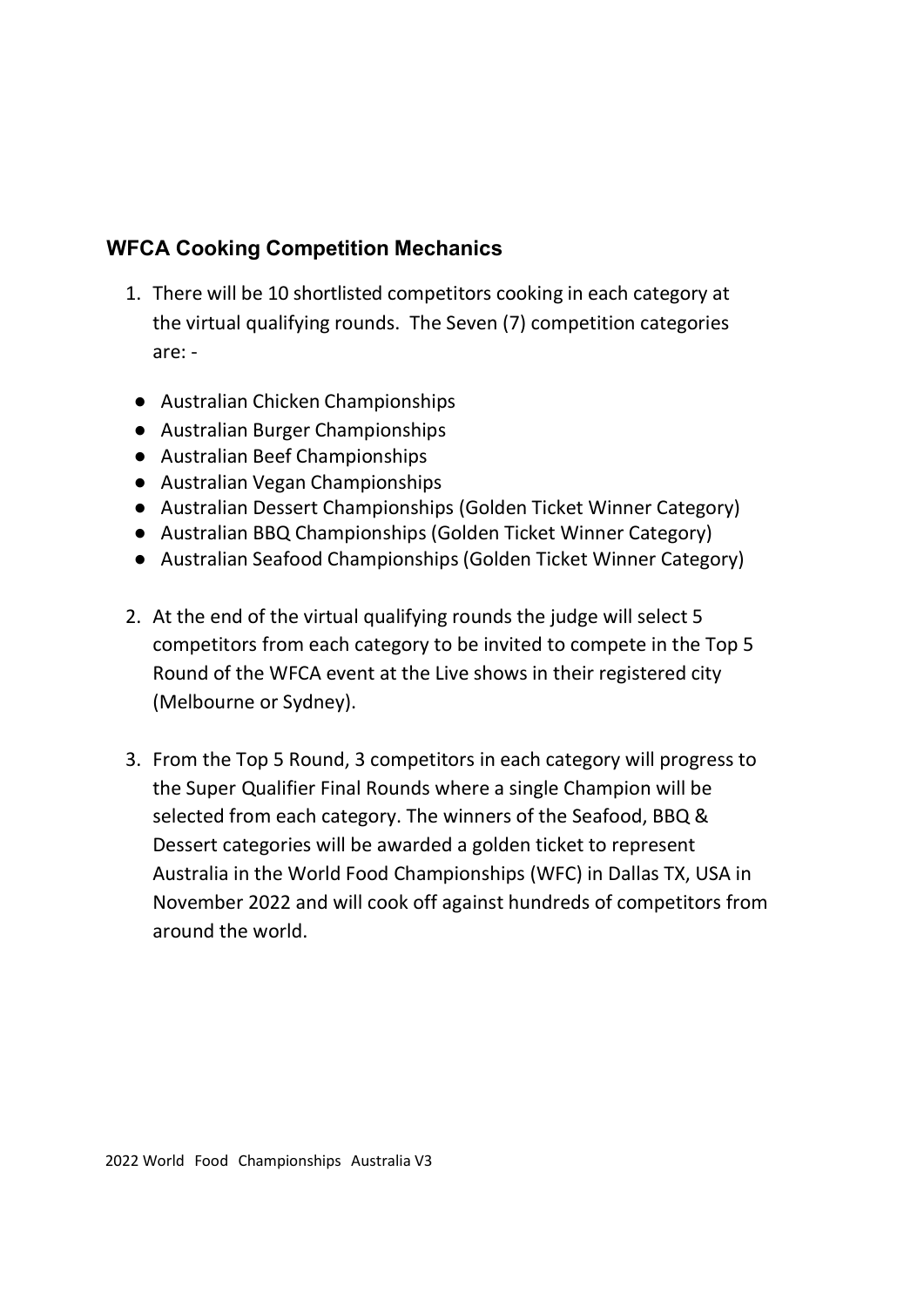## WFCA Cooking Competition Mechanics

1. There will be 10 shortlisted competitors cooking in each category at the virtual qualifying rounds. The Seven (7) competition categories are: -

   - Australian Chicken Championships
   - Australian Burger Championships
   - Australian Beef Championships
   - Australian Vegan Championships
   - Australian Dessert Championships (Golden Ticket Winner Category)
   - Australian BBQ Championships (Golden Ticket Winner Category)
   - Australian Seafood Championships (Golden Ticket Winner Category)

2. At the end of the virtual qualifying rounds the judge will select 5 competitors from each category to be invited to compete in the Top 5 Round of the WFCA event at the Live shows in their registered city (Melbourne or Sydney).

3. From the Top 5 Round, 3 competitors in each category will progress to the Super Qualifier Final Rounds where a single Champion will be selected from each category. The winners of the Seafood, BBQ & Dessert categories will be awarded a golden ticket to represent Australia in the World Food Championships (WFC) in Dallas TX, USA in November 2022 and will cook off against hundreds of competitors from around the world.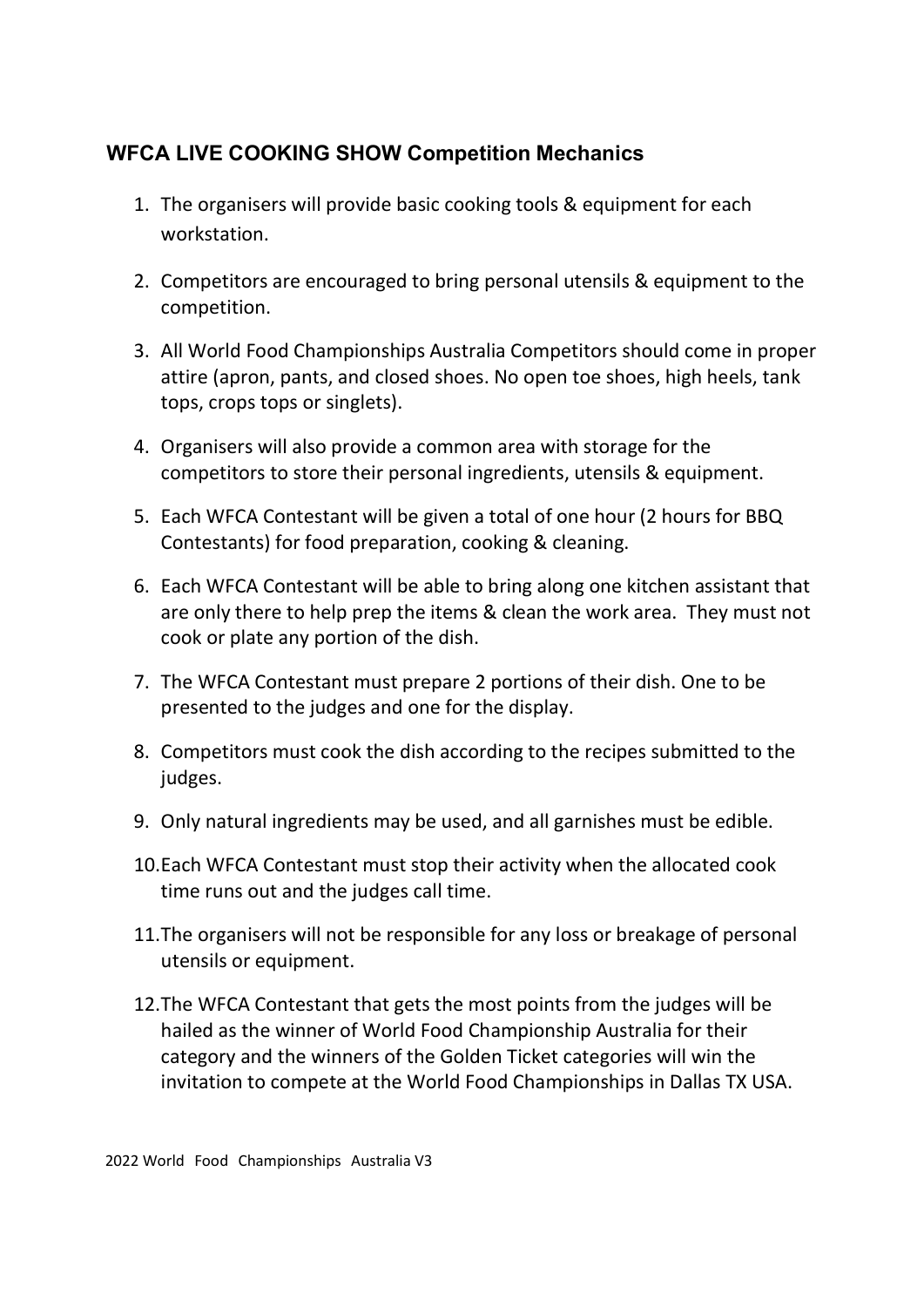## WFCA LIVE COOKING SHOW Competition Mechanics

1. The organisers will provide basic cooking tools & equipment for each workstation.
2. Competitors are encouraged to bring personal utensils & equipment to the competition.
3. All World Food Championships Australia Competitors should come in proper attire (apron, pants, and closed shoes. No open toe shoes, high heels, tank tops, crops tops or singlets).
4. Organisers will also provide a common area with storage for the competitors to store their personal ingredients, utensils & equipment.
5. Each WFCA Contestant will be given a total of one hour (2 hours for BBQ Contestants) for food preparation, cooking & cleaning.
6. Each WFCA Contestant will be able to bring along one kitchen assistant that are only there to help prep the items & clean the work area. They must not cook or plate any portion of the dish.
7. The WFCA Contestant must prepare 2 portions of their dish. One to be presented to the judges and one for the display.
8. Competitors must cook the dish according to the recipes submitted to the judges.
9. Only natural ingredients may be used, and all garnishes must be edible.
10. Each WFCA Contestant must stop their activity when the allocated cook time runs out and the judges call time.
11. The organisers will not be responsible for any loss or breakage of personal utensils or equipment.
12. The WFCA Contestant that gets the most points from the judges will be hailed as the winner of World Food Championship Australia for their category and the winners of the Golden Ticket categories will win the invitation to compete at the World Food Championships in Dallas TX USA.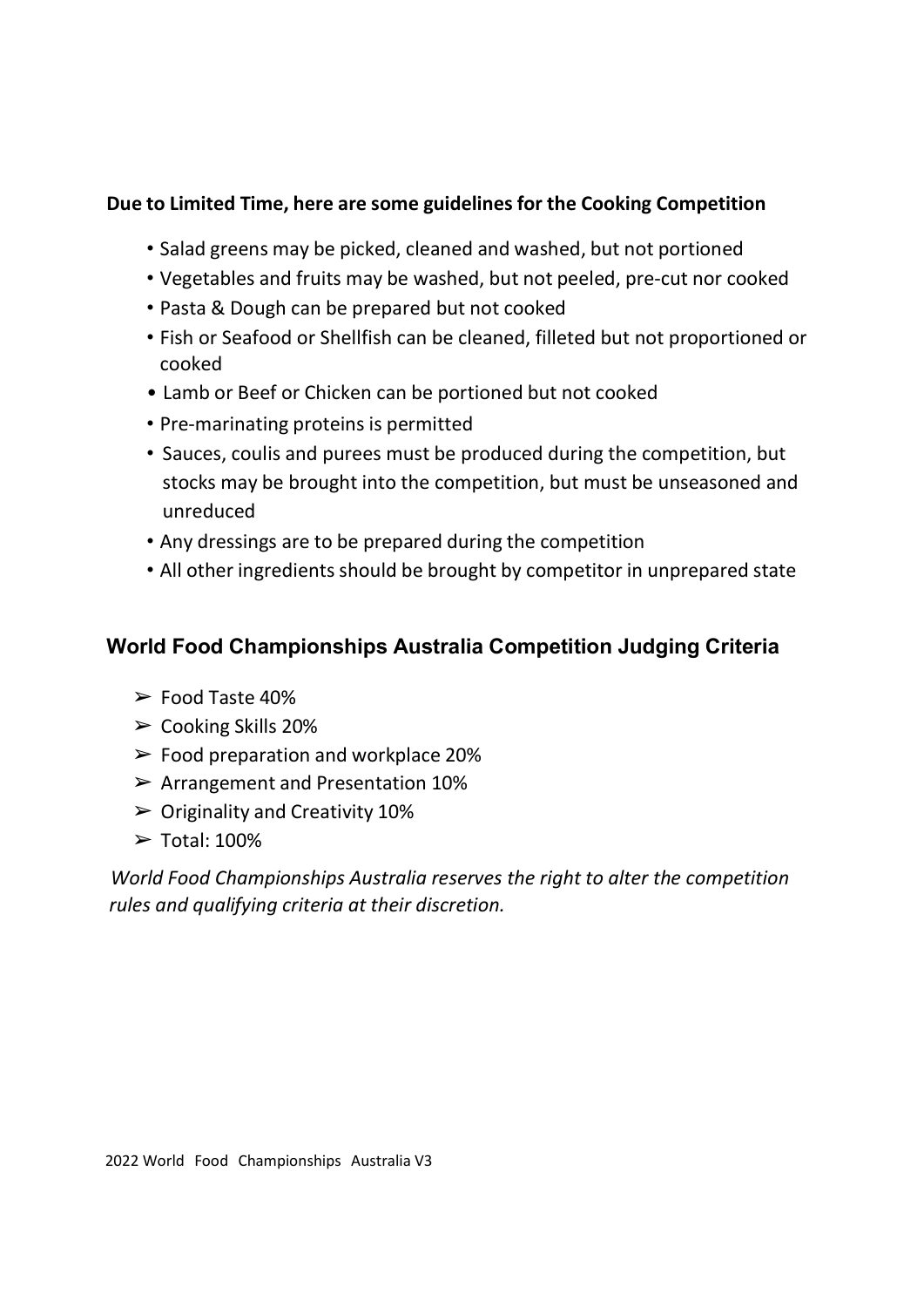**Due to Limited Time, here are some guidelines for the Cooking Competition**

- Salad greens may be picked, cleaned and washed, but not portioned
- Vegetables and fruits may be washed, but not peeled, pre-cut nor cooked
- Pasta & Dough can be prepared but not cooked
- Fish or Seafood or Shellfish can be cleaned, filleted but not proportioned or cooked
- Lamb or Beef or Chicken can be portioned but not cooked
- Pre-marinating proteins is permitted
- Sauces, coulis and purees must be produced during the competition, but stocks may be brought into the competition, but must be unseasoned and unreduced
- Any dressings are to be prepared during the competition
- All other ingredients should be brought by competitor in unprepared state

## World Food Championships Australia Competition Judging Criteria

- ➢ Food Taste 40%
- ➢ Cooking Skills 20%
- ➢ Food preparation and workplace 20%
- ➢ Arrangement and Presentation 10%
- ➢ Originality and Creativity 10%
- ➢ Total: 100%

*World Food Championships Australia reserves the right to alter the competition rules and qualifying criteria at their discretion.*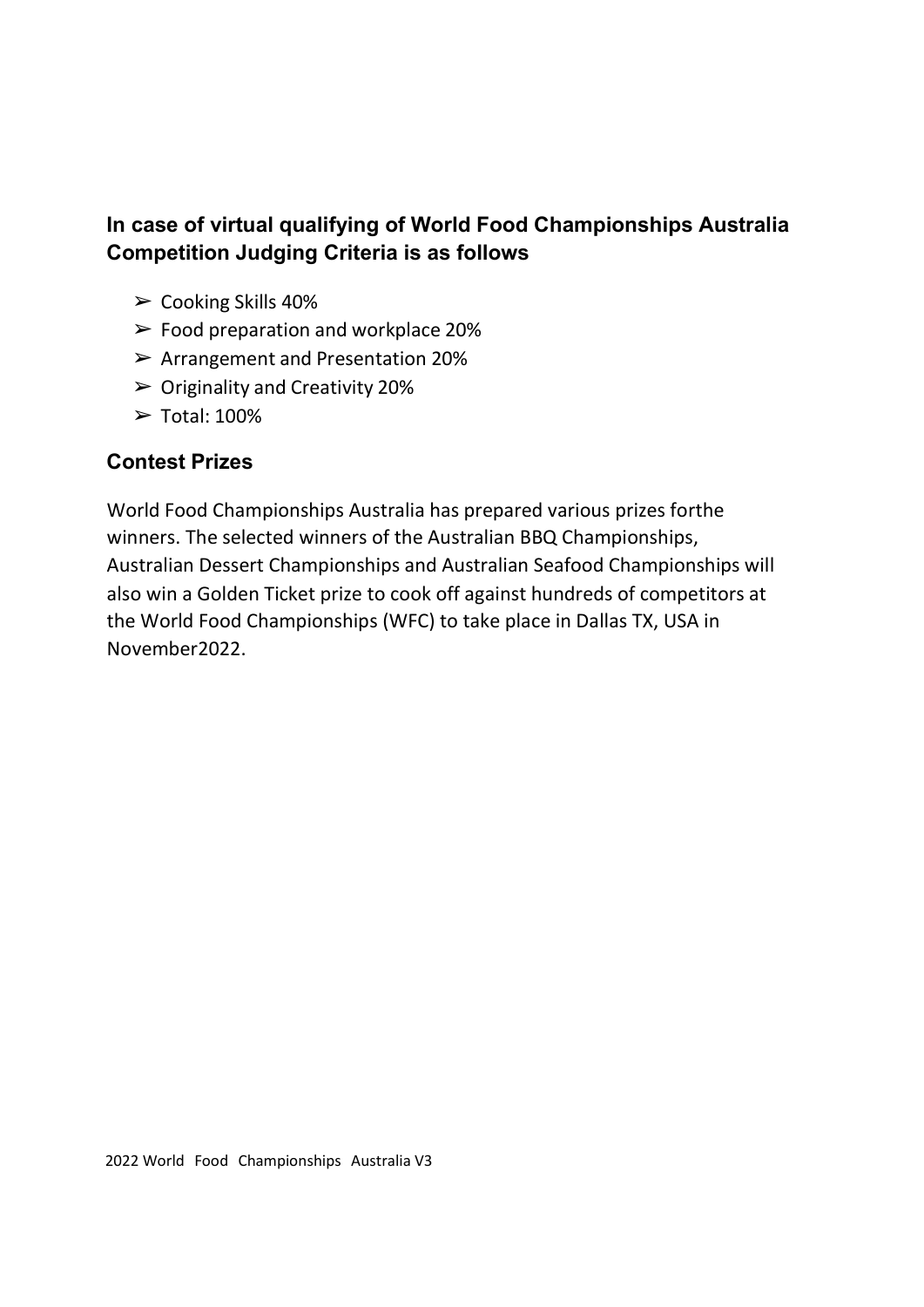## In case of virtual qualifying of World Food Championships Australia Competition Judging Criteria is as follows

- ➢ Cooking Skills 40%
- ➢ Food preparation and workplace 20%
- ➢ Arrangement and Presentation 20%
- ➢ Originality and Creativity 20%
- ➢ Total: 100%

## Contest Prizes

World Food Championships Australia has prepared various prizes forthe winners. The selected winners of the Australian BBQ Championships, Australian Dessert Championships and Australian Seafood Championships will also win a Golden Ticket prize to cook off against hundreds of competitors at the World Food Championships (WFC) to take place in Dallas TX, USA in November2022.